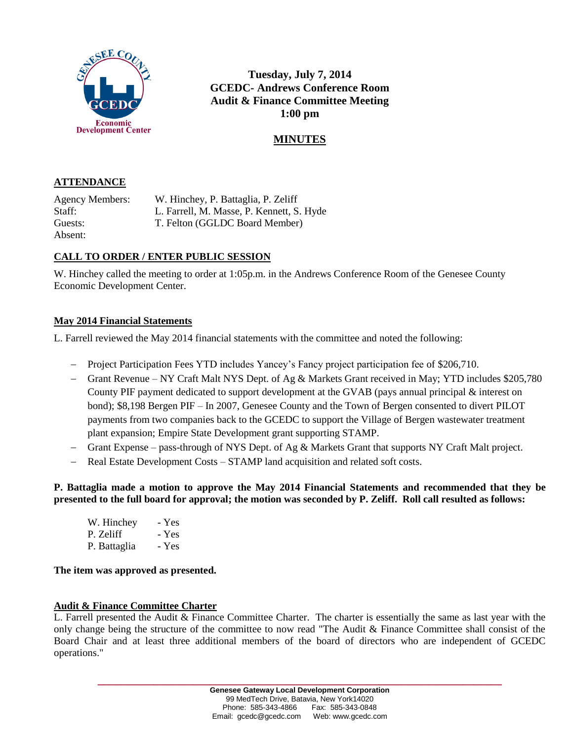**Tuesday, July 7, 2014**
**GCEDC- Andrews Conference Room**
**Audit & Finance Committee Meeting**
**1:00 pm**

## MINUTES

### ATTENDANCE

| | |
|---|---|
| Agency Members: | W. Hinchey, P. Battaglia, P. Zeliff |
| Staff: | L. Farrell, M. Masse, P. Kennett, S. Hyde |
| Guests: | T. Felton (GGLDC Board Member) |
| Absent: | |

### CALL TO ORDER / ENTER PUBLIC SESSION

W. Hinchey called the meeting to order at 1:05p.m. in the Andrews Conference Room of the Genesee County Economic Development Center.

### May 2014 Financial Statements

L. Farrell reviewed the May 2014 financial statements with the committee and noted the following:

- Project Participation Fees YTD includes Yancey's Fancy project participation fee of $206,710.
- Grant Revenue – NY Craft Malt NYS Dept. of Ag & Markets Grant received in May; YTD includes $205,780 County PIF payment dedicated to support development at the GVAB (pays annual principal & interest on bond); $8,198 Bergen PIF – In 2007, Genesee County and the Town of Bergen consented to divert PILOT payments from two companies back to the GCEDC to support the Village of Bergen wastewater treatment plant expansion; Empire State Development grant supporting STAMP.
- Grant Expense – pass-through of NYS Dept. of Ag & Markets Grant that supports NY Craft Malt project.
- Real Estate Development Costs – STAMP land acquisition and related soft costs.

**P. Battaglia made a motion to approve the May 2014 Financial Statements and recommended that they be presented to the full board for approval; the motion was seconded by P. Zeliff. Roll call resulted as follows:**

W. Hinchey - Yes
P. Zeliff - Yes
P. Battaglia - Yes

**The item was approved as presented.**

### Audit & Finance Committee Charter

L. Farrell presented the Audit & Finance Committee Charter. The charter is essentially the same as last year with the only change being the structure of the committee to now read "The Audit & Finance Committee shall consist of the Board Chair and at least three additional members of the board of directors who are independent of GCEDC operations."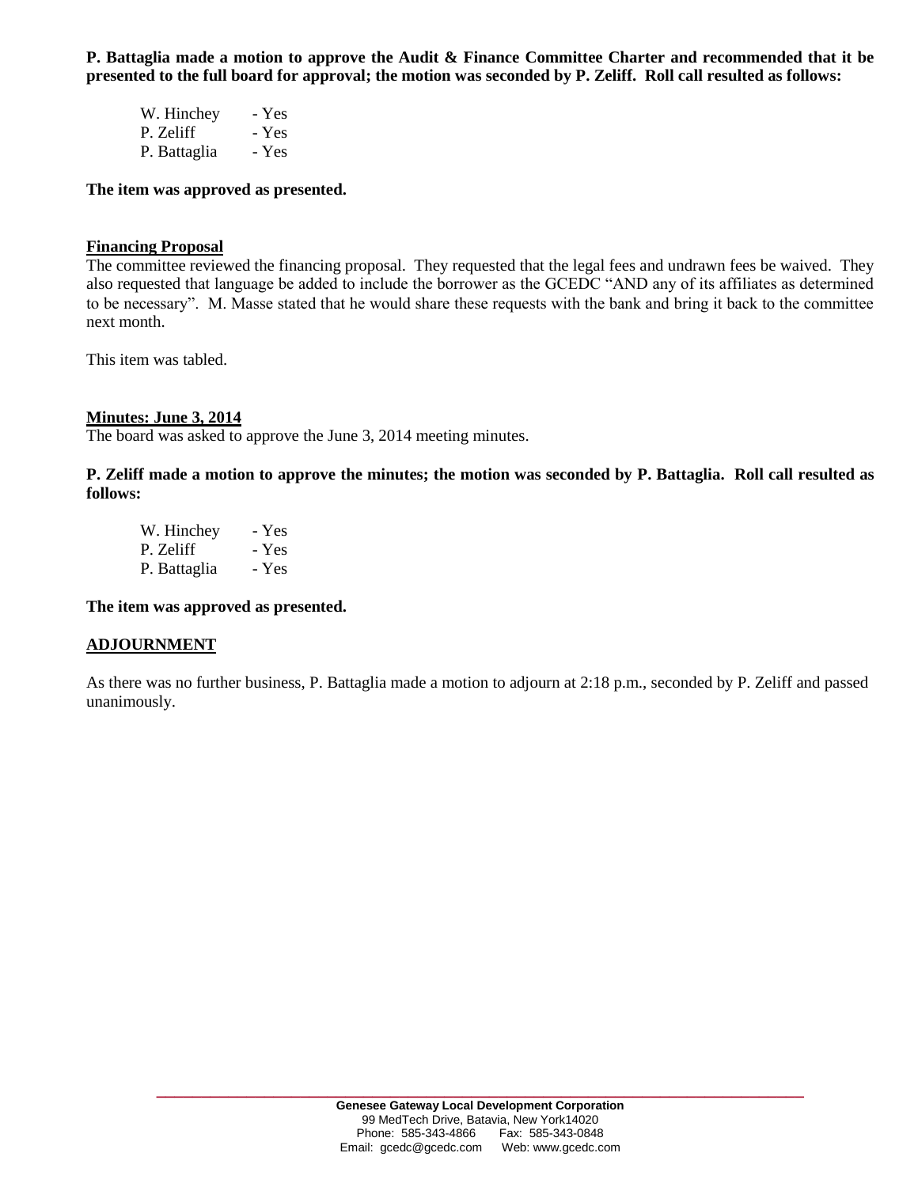**P. Battaglia made a motion to approve the Audit & Finance Committee Charter and recommended that it be presented to the full board for approval; the motion was seconded by P. Zeliff. Roll call resulted as follows:**

W. Hinchey - Yes
P. Zeliff - Yes
P. Battaglia - Yes

**The item was approved as presented.**

**Financing Proposal**

The committee reviewed the financing proposal. They requested that the legal fees and undrawn fees be waived. They also requested that language be added to include the borrower as the GCEDC "AND any of its affiliates as determined to be necessary". M. Masse stated that he would share these requests with the bank and bring it back to the committee next month.

This item was tabled.

**Minutes: June 3, 2014**

The board was asked to approve the June 3, 2014 meeting minutes.

**P. Zeliff made a motion to approve the minutes; the motion was seconded by P. Battaglia. Roll call resulted as follows:**

W. Hinchey - Yes
P. Zeliff - Yes
P. Battaglia - Yes

**The item was approved as presented.**

**ADJOURNMENT**

As there was no further business, P. Battaglia made a motion to adjourn at 2:18 p.m., seconded by P. Zeliff and passed unanimously.